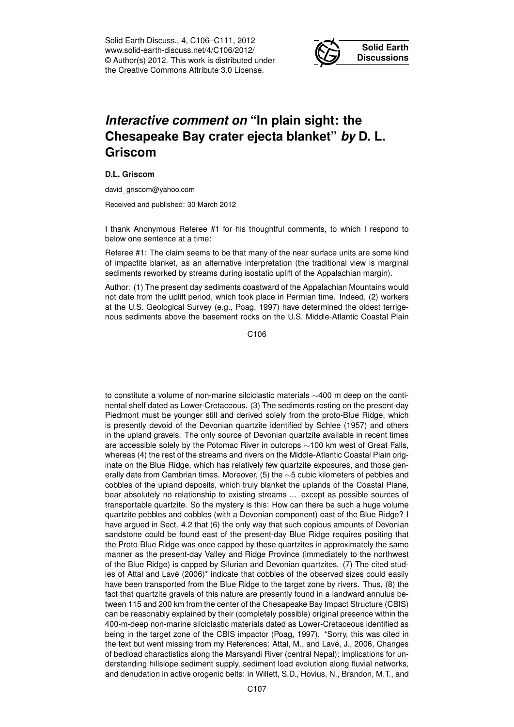# *Interactive comment on* "In plain sight: the Chesapeake Bay crater ejecta blanket" *by* D. L. Griscom

**D.L. Griscom**

david_griscom@yahoo.com

Received and published: 30 March 2012

I thank Anonymous Referee #1 for his thoughtful comments, to which I respond to below one sentence at a time:

Referee #1: The claim seems to be that many of the near surface units are some kind of impactite blanket, as an alternative interpretation (the traditional view is marginal sediments reworked by streams during isostatic uplift of the Appalachian margin).

Author: (1) The present day sediments coastward of the Appalachian Mountains would not date from the uplift period, which took place in Permian time. Indeed, (2) workers at the U.S. Geological Survey (e.g., Poag, 1997) have determined the oldest terrigenous sediments above the basement rocks on the U.S. Middle-Atlantic Coastal Plain to constitute a volume of non-marine silciclastic materials ∼400 m deep on the continental shelf dated as Lower-Cretaceous. (3) The sediments resting on the present-day Piedmont must be younger still and derived solely from the proto-Blue Ridge, which is presently devoid of the Devonian quartzite identified by Schlee (1957) and others in the upland gravels. The only source of Devonian quartzite available in recent times are accessible solely by the Potomac River in outcrops ∼100 km west of Great Falls, whereas (4) the rest of the streams and rivers on the Middle-Atlantic Coastal Plain originate on the Blue Ridge, which has relatively few quartzite exposures, and those generally date from Cambrian times. Moreover, (5) the ∼5 cubic kilometers of pebbles and cobbles of the upland deposits, which truly blanket the uplands of the Coastal Plane, bear absolutely no relationship to existing streams ... except as possible sources of transportable quartzite. So the mystery is this: How can there be such a huge volume quartzite pebbles and cobbles (with a Devonian component) east of the Blue Ridge? I have argued in Sect. 4.2 that (6) the only way that such copious amounts of Devonian sandstone could be found east of the present-day Blue Ridge requires positing that the Proto-Blue Ridge was once capped by these quartzites in approximately the same manner as the present-day Valley and Ridge Province (immediately to the northwest of the Blue Ridge) is capped by Silurian and Devonian quartzites. (7) The cited studies of Attal and Lavé (2006)* indicate that cobbles of the observed sizes could easily have been transported from the Blue Ridge to the target zone by rivers. Thus, (8) the fact that quartzite gravels of this nature are presently found in a landward annulus between 115 and 200 km from the center of the Chesapeake Bay Impact Structure (CBIS) can be reasonably explained by their (completely possible) original presence within the 400-m-deep non-marine silciclastic materials dated as Lower-Cretaceous identified as being in the target zone of the CBIS impactor (Poag, 1997). *Sorry, this was cited in the text but went missing from my References: Attal, M., and Lavé, J., 2006, Changes of bedload charactistics along the Marsyandi River (central Nepal): implications for understanding hillslope sediment supply, sediment load evolution along fluvial networks, and denudation in active orogenic belts: in Willett, S.D., Hovius, N., Brandon, M.T., and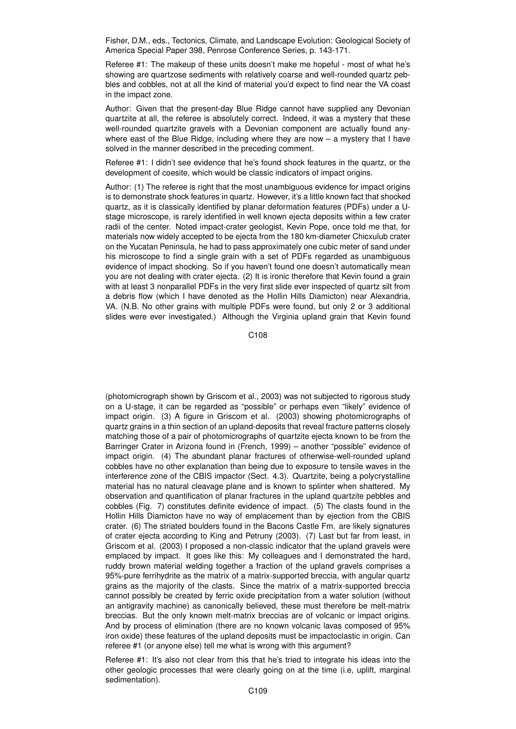Fisher, D.M., eds., Tectonics, Climate, and Landscape Evolution: Geological Society of America Special Paper 398, Penrose Conference Series, p. 143-171.

Referee #1: The makeup of these units doesn't make me hopeful - most of what he's showing are quartzose sediments with relatively coarse and well-rounded quartz pebbles and cobbles, not at all the kind of material you'd expect to find near the VA coast in the impact zone.

Author: Given that the present-day Blue Ridge cannot have supplied any Devonian quartzite at all, the referee is absolutely correct. Indeed, it was a mystery that these well-rounded quartzite gravels with a Devonian component are actually found anywhere east of the Blue Ridge, including where they are now – a mystery that I have solved in the manner described in the preceding comment.

Referee #1: I didn't see evidence that he's found shock features in the quartz, or the development of coesite, which would be classic indicators of impact origins.

Author: (1) The referee is right that the most unambiguous evidence for impact origins is to demonstrate shock features in quartz. However, it's a little known fact that shocked quartz, as it is classically identified by planar deformation features (PDFs) under a U-stage microscope, is rarely identified in well known ejecta deposits within a few crater radii of the center. Noted impact-crater geologist, Kevin Pope, once told me that, for materials now widely accepted to be ejecta from the 180 km-diameter Chicxulub crater on the Yucatan Peninsula, he had to pass approximately one cubic meter of sand under his microscope to find a single grain with a set of PDFs regarded as unambiguous evidence of impact shocking. So if you haven't found one doesn't automatically mean you are not dealing with crater ejecta. (2) It is ironic therefore that Kevin found a grain with at least 3 nonparallel PDFs in the very first slide ever inspected of quartz silt from a debris flow (which I have denoted as the Hollin Hills Diamicton) near Alexandria, VA. (N.B. No other grains with multiple PDFs were found, but only 2 or 3 additional slides were ever investigated.) Although the Virginia upland grain that Kevin found (photomicrograph shown by Griscom et al., 2003) was not subjected to rigorous study on a U-stage, it can be regarded as "possible" or perhaps even "likely" evidence of impact origin. (3) A figure in Griscom et al. (2003) showing photomicrographs of quartz grains in a thin section of an upland-deposits that reveal fracture patterns closely matching those of a pair of photomicrographs of quartzite ejecta known to be from the Barringer Crater in Arizona found in (French, 1999) – another "possible" evidence of impact origin. (4) The abundant planar fractures of otherwise-well-rounded upland cobbles have no other explanation than being due to exposure to tensile waves in the interference zone of the CBIS impactor (Sect. 4.3). Quartzite, being a polycrystalline material has no natural cleavage plane and is known to splinter when shattered. My observation and quantification of planar fractures in the upland quartzite pebbles and cobbles (Fig. 7) constitutes definite evidence of impact. (5) The clasts found in the Hollin Hills Diamicton have no way of emplacement than by ejection from the CBIS crater. (6) The striated boulders found in the Bacons Castle Fm. are likely signatures of crater ejecta according to King and Petruny (2003). (7) Last but far from least, in Griscom et al. (2003) I proposed a non-classic indicator that the upland gravels were emplaced by impact. It goes like this: My colleagues and I demonstrated the hard, ruddy brown material welding together a fraction of the upland gravels comprises a 95%-pure ferrihydrite as the matrix of a matrix-supported breccia, with angular quartz grains as the majority of the clasts. Since the matrix of a matrix-supported breccia cannot possibly be created by ferric oxide precipitation from a water solution (without an antigravity machine) as canonically believed, these must therefore be melt-matrix breccias. But the only known melt-matrix breccias are of volcanic or impact origins. And by process of elimination (there are no known volcanic lavas composed of 95% iron oxide) these features of the upland deposits must be impactoclastic in origin. Can referee #1 (or anyone else) tell me what is wrong with this argument?

Referee #1: It's also not clear from this that he's tried to integrate his ideas into the other geologic processes that were clearly going on at the time (i.e, uplift, marginal sedimentation).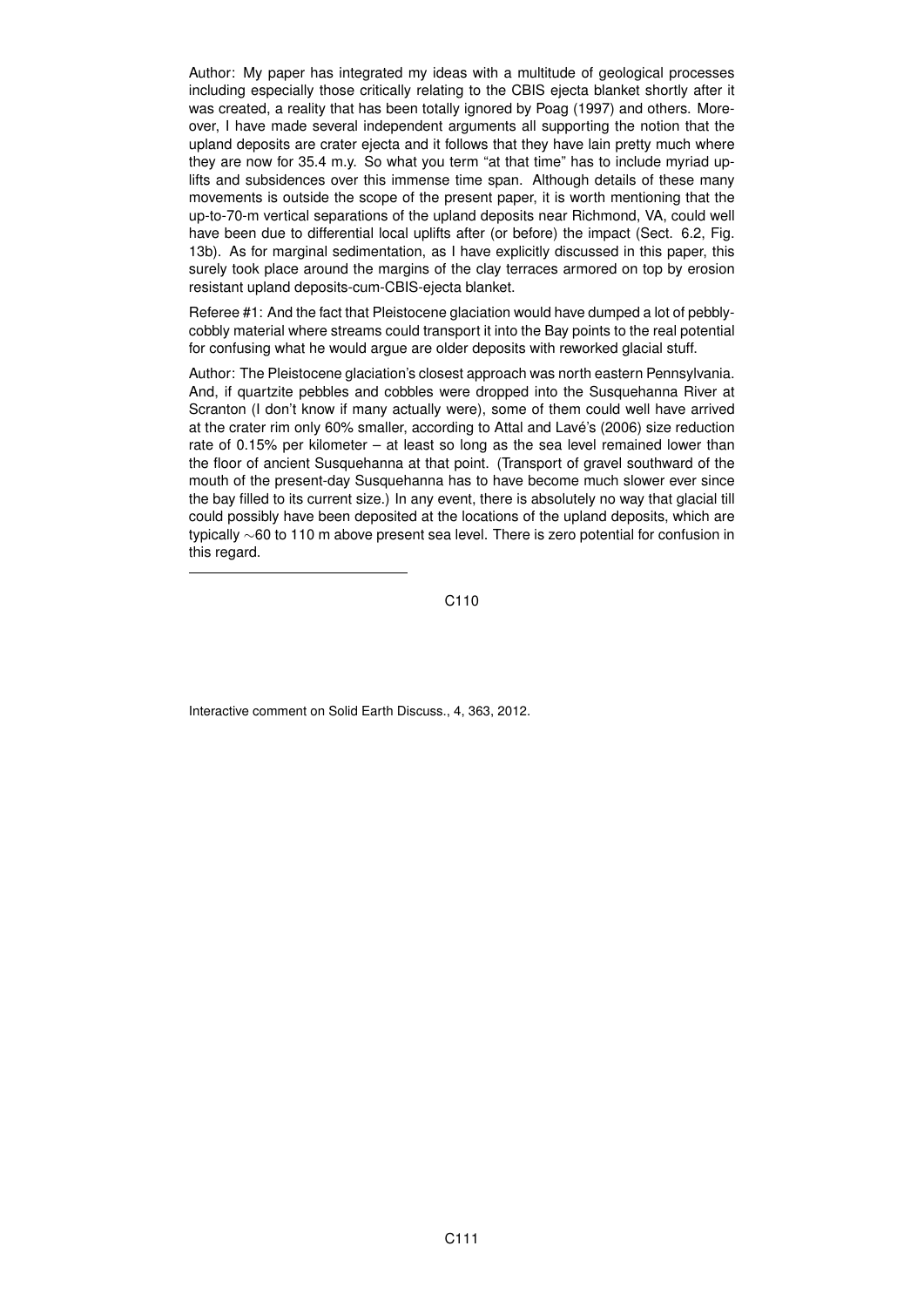Author: My paper has integrated my ideas with a multitude of geological processes including especially those critically relating to the CBIS ejecta blanket shortly after it was created, a reality that has been totally ignored by Poag (1997) and others. Moreover, I have made several independent arguments all supporting the notion that the upland deposits are crater ejecta and it follows that they have lain pretty much where they are now for 35.4 m.y. So what you term "at that time" has to include myriad uplifts and subsidences over this immense time span. Although details of these many movements is outside the scope of the present paper, it is worth mentioning that the up-to-70-m vertical separations of the upland deposits near Richmond, VA, could well have been due to differential local uplifts after (or before) the impact (Sect. 6.2, Fig. 13b). As for marginal sedimentation, as I have explicitly discussed in this paper, this surely took place around the margins of the clay terraces armored on top by erosion resistant upland deposits-cum-CBIS-ejecta blanket.

Referee #1: And the fact that Pleistocene glaciation would have dumped a lot of pebbly-cobbly material where streams could transport it into the Bay points to the real potential for confusing what he would argue are older deposits with reworked glacial stuff.

Author: The Pleistocene glaciation's closest approach was north eastern Pennsylvania. And, if quartzite pebbles and cobbles were dropped into the Susquehanna River at Scranton (I don't know if many actually were), some of them could well have arrived at the crater rim only 60% smaller, according to Attal and Lavé's (2006) size reduction rate of 0.15% per kilometer – at least so long as the sea level remained lower than the floor of ancient Susquehanna at that point. (Transport of gravel southward of the mouth of the present-day Susquehanna has to have become much slower ever since the bay filled to its current size.) In any event, there is absolutely no way that glacial till could possibly have been deposited at the locations of the upland deposits, which are typically ∼60 to 110 m above present sea level. There is zero potential for confusion in this regard.

---

Interactive comment on Solid Earth Discuss., 4, 363, 2012.